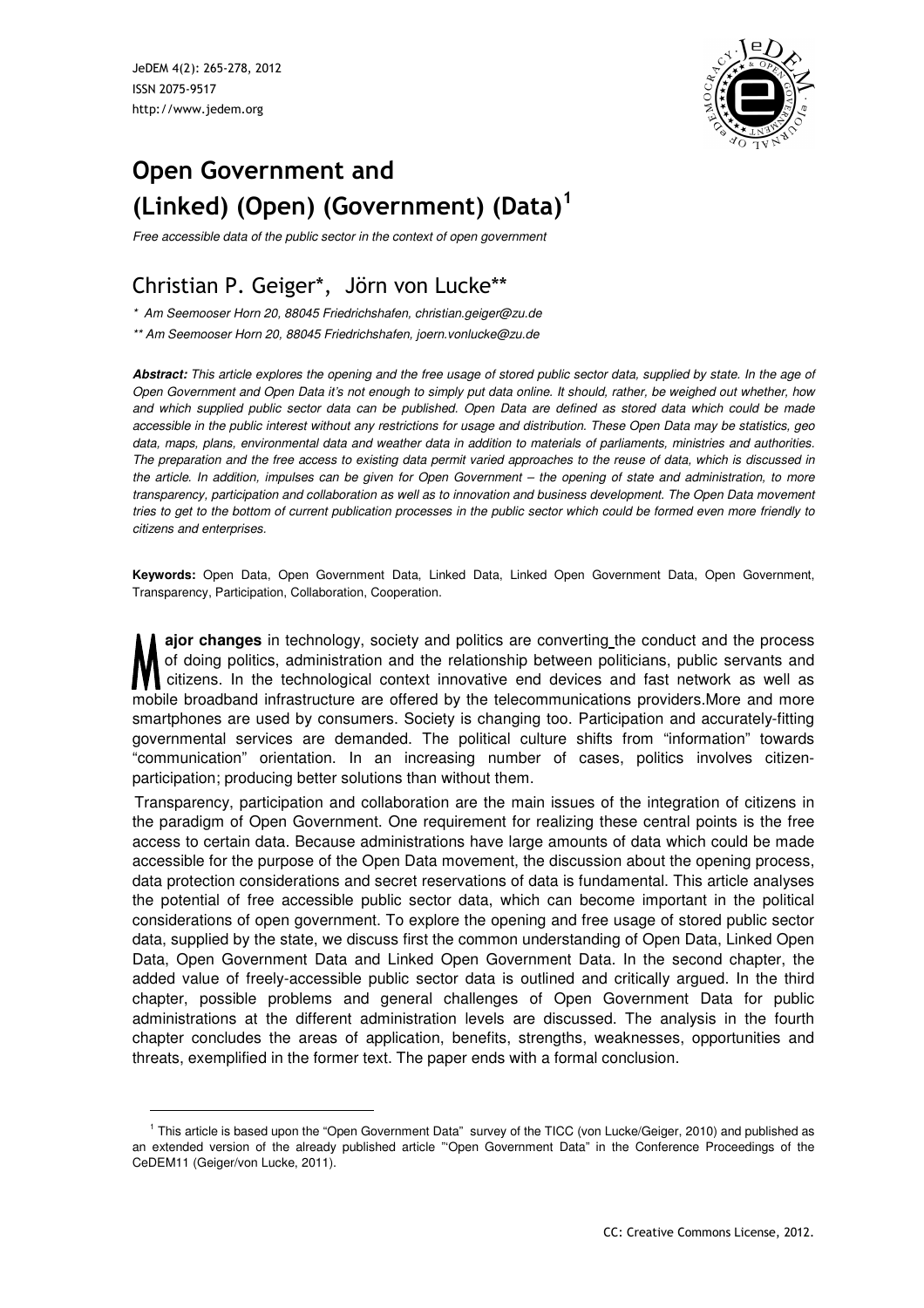# Open Government and (Linked) (Open) (Government) (Data)[1]

*Free accessible data of the public sector in the context of open government*

## Christian P. Geiger*, Jörn von Lucke**

*\* Am Seemooser Horn 20, 88045 Friedrichshafen, christian.geiger@zu.de*

*\*\* Am Seemooser Horn 20, 88045 Friedrichshafen, joern.vonlucke@zu.de*

***Abstract:*** *This article explores the opening and the free usage of stored public sector data, supplied by state. In the age of Open Government and Open Data it's not enough to simply put data online. It should, rather, be weighed out whether, how and which supplied public sector data can be published. Open Data are defined as stored data which could be made accessible in the public interest without any restrictions for usage and distribution. These Open Data may be statistics, geo data, maps, plans, environmental data and weather data in addition to materials of parliaments, ministries and authorities. The preparation and the free access to existing data permit varied approaches to the reuse of data, which is discussed in the article. In addition, impulses can be given for Open Government – the opening of state and administration, to more transparency, participation and collaboration as well as to innovation and business development. The Open Data movement tries to get to the bottom of current publication processes in the public sector which could be formed even more friendly to citizens and enterprises.*

**Keywords:** Open Data, Open Government Data, Linked Data, Linked Open Government Data, Open Government, Transparency, Participation, Collaboration, Cooperation.

**Major changes** in technology, society and politics are converting the conduct and the process of doing politics, administration and the relationship between politicians, public servants and citizens. In the technological context innovative end devices and fast network as well as mobile broadband infrastructure are offered by the telecommunications providers.More and more smartphones are used by consumers. Society is changing too. Participation and accurately-fitting governmental services are demanded. The political culture shifts from "information" towards "communication" orientation. In an increasing number of cases, politics involves citizen-participation; producing better solutions than without them.

Transparency, participation and collaboration are the main issues of the integration of citizens in the paradigm of Open Government. One requirement for realizing these central points is the free access to certain data. Because administrations have large amounts of data which could be made accessible for the purpose of the Open Data movement, the discussion about the opening process, data protection considerations and secret reservations of data is fundamental. This article analyses the potential of free accessible public sector data, which can become important in the political considerations of open government. To explore the opening and free usage of stored public sector data, supplied by the state, we discuss first the common understanding of Open Data, Linked Open Data, Open Government Data and Linked Open Government Data. In the second chapter, the added value of freely-accessible public sector data is outlined and critically argued. In the third chapter, possible problems and general challenges of Open Government Data for public administrations at the different administration levels are discussed. The analysis in the fourth chapter concludes the areas of application, benefits, strengths, weaknesses, opportunities and threats, exemplified in the former text. The paper ends with a formal conclusion.

---

[1] This article is based upon the "Open Government Data" survey of the TICC (von Lucke/Geiger, 2010) and published as an extended version of the already published article "'Open Government Data" in the Conference Proceedings of the CeDEM11 (Geiger/von Lucke, 2011).

CC: Creative Commons License, 2012.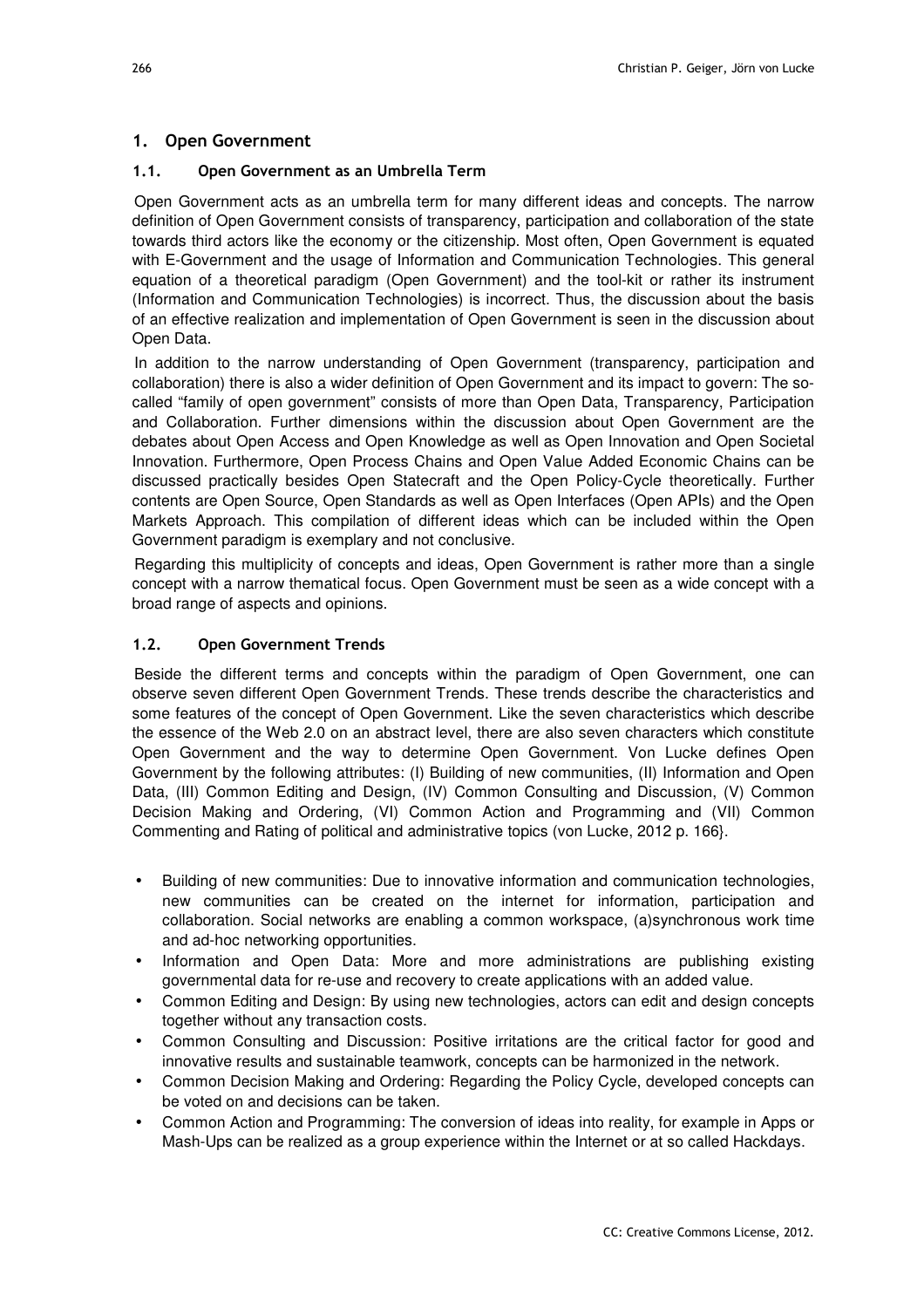# 1. Open Government

## 1.1. Open Government as an Umbrella Term

Open Government acts as an umbrella term for many different ideas and concepts. The narrow definition of Open Government consists of transparency, participation and collaboration of the state towards third actors like the economy or the citizenship. Most often, Open Government is equated with E-Government and the usage of Information and Communication Technologies. This general equation of a theoretical paradigm (Open Government) and the tool-kit or rather its instrument (Information and Communication Technologies) is incorrect. Thus, the discussion about the basis of an effective realization and implementation of Open Government is seen in the discussion about Open Data.

In addition to the narrow understanding of Open Government (transparency, participation and collaboration) there is also a wider definition of Open Government and its impact to govern: The so-called "family of open government" consists of more than Open Data, Transparency, Participation and Collaboration. Further dimensions within the discussion about Open Government are the debates about Open Access and Open Knowledge as well as Open Innovation and Open Societal Innovation. Furthermore, Open Process Chains and Open Value Added Economic Chains can be discussed practically besides Open Statecraft and the Open Policy-Cycle theoretically. Further contents are Open Source, Open Standards as well as Open Interfaces (Open APIs) and the Open Markets Approach. This compilation of different ideas which can be included within the Open Government paradigm is exemplary and not conclusive.

Regarding this multiplicity of concepts and ideas, Open Government is rather more than a single concept with a narrow thematical focus. Open Government must be seen as a wide concept with a broad range of aspects and opinions.

## 1.2. Open Government Trends

Beside the different terms and concepts within the paradigm of Open Government, one can observe seven different Open Government Trends. These trends describe the characteristics and some features of the concept of Open Government. Like the seven characteristics which describe the essence of the Web 2.0 on an abstract level, there are also seven characters which constitute Open Government and the way to determine Open Government. Von Lucke defines Open Government by the following attributes: (I) Building of new communities, (II) Information and Open Data, (III) Common Editing and Design, (IV) Common Consulting and Discussion, (V) Common Decision Making and Ordering, (VI) Common Action and Programming and (VII) Common Commenting and Rating of political and administrative topics (von Lucke, 2012 p. 166}.

- Building of new communities: Due to innovative information and communication technologies, new communities can be created on the internet for information, participation and collaboration. Social networks are enabling a common workspace, (a)synchronous work time and ad-hoc networking opportunities.
- Information and Open Data: More and more administrations are publishing existing governmental data for re-use and recovery to create applications with an added value.
- Common Editing and Design: By using new technologies, actors can edit and design concepts together without any transaction costs.
- Common Consulting and Discussion: Positive irritations are the critical factor for good and innovative results and sustainable teamwork, concepts can be harmonized in the network.
- Common Decision Making and Ordering: Regarding the Policy Cycle, developed concepts can be voted on and decisions can be taken.
- Common Action and Programming: The conversion of ideas into reality, for example in Apps or Mash-Ups can be realized as a group experience within the Internet or at so called Hackdays.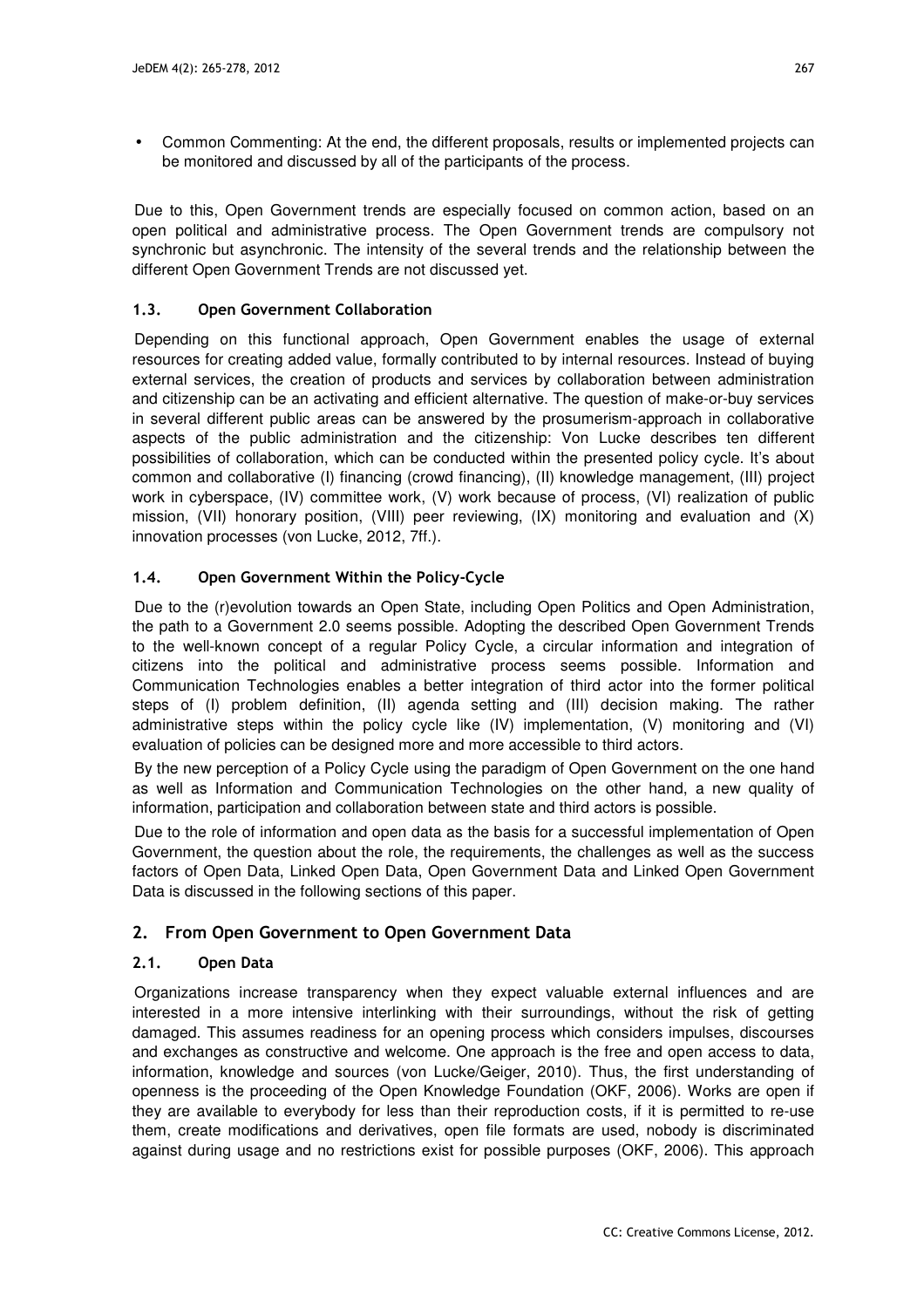- Common Commenting: At the end, the different proposals, results or implemented projects can be monitored and discussed by all of the participants of the process.

Due to this, Open Government trends are especially focused on common action, based on an open political and administrative process. The Open Government trends are compulsory not synchronic but asynchronic. The intensity of the several trends and the relationship between the different Open Government Trends are not discussed yet.

### 1.3. Open Government Collaboration

Depending on this functional approach, Open Government enables the usage of external resources for creating added value, formally contributed to by internal resources. Instead of buying external services, the creation of products and services by collaboration between administration and citizenship can be an activating and efficient alternative. The question of make-or-buy services in several different public areas can be answered by the prosumerism-approach in collaborative aspects of the public administration and the citizenship: Von Lucke describes ten different possibilities of collaboration, which can be conducted within the presented policy cycle. It's about common and collaborative (I) financing (crowd financing), (II) knowledge management, (III) project work in cyberspace, (IV) committee work, (V) work because of process, (VI) realization of public mission, (VII) honorary position, (VIII) peer reviewing, (IX) monitoring and evaluation and (X) innovation processes (von Lucke, 2012, 7ff.).

### 1.4. Open Government Within the Policy-Cycle

Due to the (r)evolution towards an Open State, including Open Politics and Open Administration, the path to a Government 2.0 seems possible. Adopting the described Open Government Trends to the well-known concept of a regular Policy Cycle, a circular information and integration of citizens into the political and administrative process seems possible. Information and Communication Technologies enables a better integration of third actor into the former political steps of (I) problem definition, (II) agenda setting and (III) decision making. The rather administrative steps within the policy cycle like (IV) implementation, (V) monitoring and (VI) evaluation of policies can be designed more and more accessible to third actors.

By the new perception of a Policy Cycle using the paradigm of Open Government on the one hand as well as Information and Communication Technologies on the other hand, a new quality of information, participation and collaboration between state and third actors is possible.

Due to the role of information and open data as the basis for a successful implementation of Open Government, the question about the role, the requirements, the challenges as well as the success factors of Open Data, Linked Open Data, Open Government Data and Linked Open Government Data is discussed in the following sections of this paper.

## 2. From Open Government to Open Government Data

### 2.1. Open Data

Organizations increase transparency when they expect valuable external influences and are interested in a more intensive interlinking with their surroundings, without the risk of getting damaged. This assumes readiness for an opening process which considers impulses, discourses and exchanges as constructive and welcome. One approach is the free and open access to data, information, knowledge and sources (von Lucke/Geiger, 2010). Thus, the first understanding of openness is the proceeding of the Open Knowledge Foundation (OKF, 2006). Works are open if they are available to everybody for less than their reproduction costs, if it is permitted to re-use them, create modifications and derivatives, open file formats are used, nobody is discriminated against during usage and no restrictions exist for possible purposes (OKF, 2006). This approach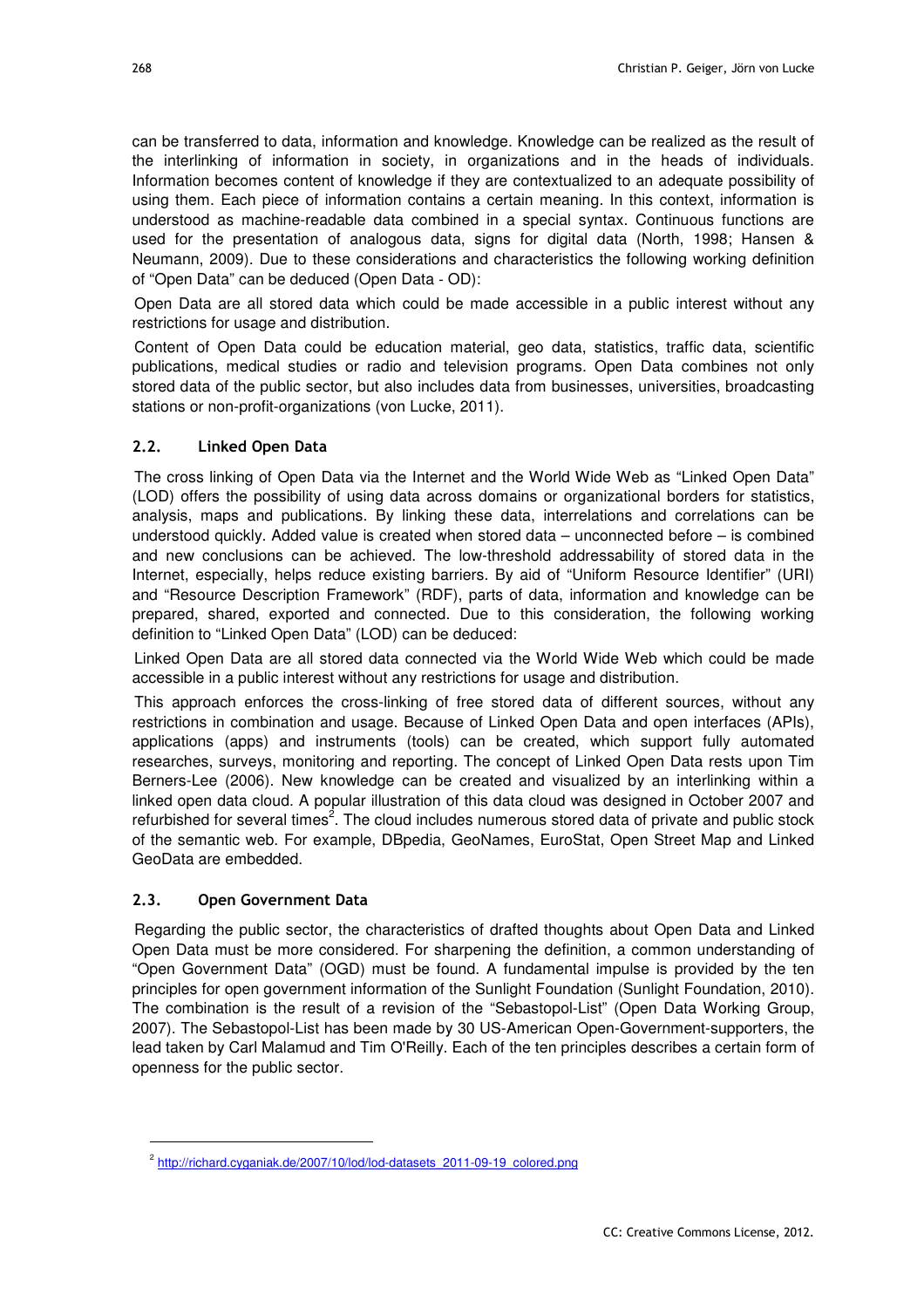can be transferred to data, information and knowledge. Knowledge can be realized as the result of the interlinking of information in society, in organizations and in the heads of individuals. Information becomes content of knowledge if they are contextualized to an adequate possibility of using them. Each piece of information contains a certain meaning. In this context, information is understood as machine-readable data combined in a special syntax. Continuous functions are used for the presentation of analogous data, signs for digital data (North, 1998; Hansen & Neumann, 2009). Due to these considerations and characteristics the following working definition of "Open Data" can be deduced (Open Data - OD):

Open Data are all stored data which could be made accessible in a public interest without any restrictions for usage and distribution.

Content of Open Data could be education material, geo data, statistics, traffic data, scientific publications, medical studies or radio and television programs. Open Data combines not only stored data of the public sector, but also includes data from businesses, universities, broadcasting stations or non-profit-organizations (von Lucke, 2011).

### 2.2. Linked Open Data

The cross linking of Open Data via the Internet and the World Wide Web as "Linked Open Data" (LOD) offers the possibility of using data across domains or organizational borders for statistics, analysis, maps and publications. By linking these data, interrelations and correlations can be understood quickly. Added value is created when stored data – unconnected before – is combined and new conclusions can be achieved. The low-threshold addressability of stored data in the Internet, especially, helps reduce existing barriers. By aid of "Uniform Resource Identifier" (URI) and "Resource Description Framework" (RDF), parts of data, information and knowledge can be prepared, shared, exported and connected. Due to this consideration, the following working definition to "Linked Open Data" (LOD) can be deduced:

Linked Open Data are all stored data connected via the World Wide Web which could be made accessible in a public interest without any restrictions for usage and distribution.

This approach enforces the cross-linking of free stored data of different sources, without any restrictions in combination and usage. Because of Linked Open Data and open interfaces (APIs), applications (apps) and instruments (tools) can be created, which support fully automated researches, surveys, monitoring and reporting. The concept of Linked Open Data rests upon Tim Berners-Lee (2006). New knowledge can be created and visualized by an interlinking within a linked open data cloud. A popular illustration of this data cloud was designed in October 2007 and refurbished for several times[2]. The cloud includes numerous stored data of private and public stock of the semantic web. For example, DBpedia, GeoNames, EuroStat, Open Street Map and Linked GeoData are embedded.

### 2.3. Open Government Data

Regarding the public sector, the characteristics of drafted thoughts about Open Data and Linked Open Data must be more considered. For sharpening the definition, a common understanding of "Open Government Data" (OGD) must be found. A fundamental impulse is provided by the ten principles for open government information of the Sunlight Foundation (Sunlight Foundation, 2010). The combination is the result of a revision of the "Sebastopol-List" (Open Data Working Group, 2007). The Sebastopol-List has been made by 30 US-American Open-Government-supporters, the lead taken by Carl Malamud and Tim O'Reilly. Each of the ten principles describes a certain form of openness for the public sector.

[2] http://richard.cyganiak.de/2007/10/lod/lod-datasets_2011-09-19_colored.png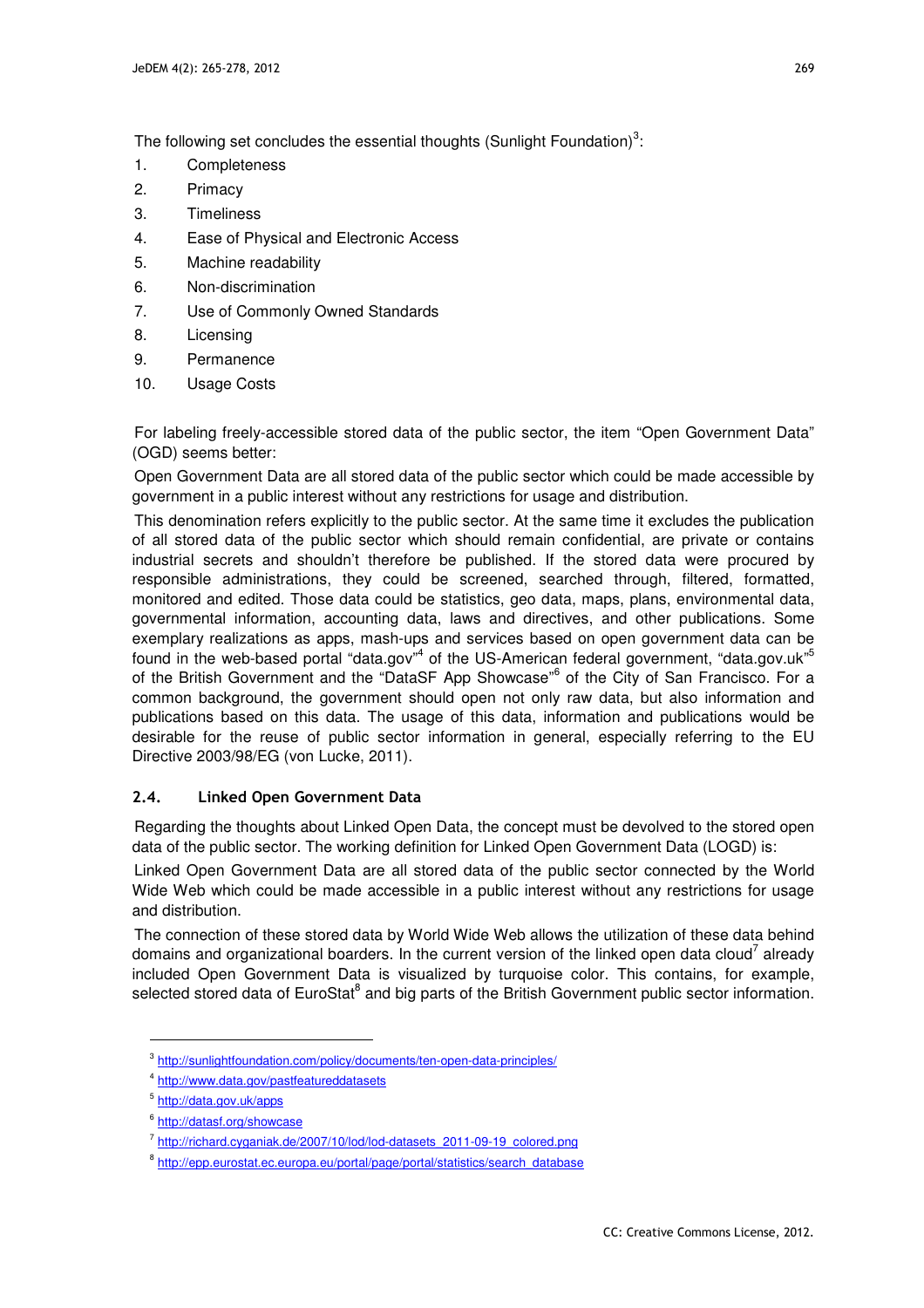The following set concludes the essential thoughts (Sunlight Foundation)[3]:

1. Completeness
2. Primacy
3. Timeliness
4. Ease of Physical and Electronic Access
5. Machine readability
6. Non-discrimination
7. Use of Commonly Owned Standards
8. Licensing
9. Permanence
10. Usage Costs

For labeling freely-accessible stored data of the public sector, the item "Open Government Data" (OGD) seems better:

Open Government Data are all stored data of the public sector which could be made accessible by government in a public interest without any restrictions for usage and distribution.

This denomination refers explicitly to the public sector. At the same time it excludes the publication of all stored data of the public sector which should remain confidential, are private or contains industrial secrets and shouldn't therefore be published. If the stored data were procured by responsible administrations, they could be screened, searched through, filtered, formatted, monitored and edited. Those data could be statistics, geo data, maps, plans, environmental data, governmental information, accounting data, laws and directives, and other publications. Some exemplary realizations as apps, mash-ups and services based on open government data can be found in the web-based portal "data.gov"[4] of the US-American federal government, "data.gov.uk"[5] of the British Government and the "DataSF App Showcase"[6] of the City of San Francisco. For a common background, the government should open not only raw data, but also information and publications based on this data. The usage of this data, information and publications would be desirable for the reuse of public sector information in general, especially referring to the EU Directive 2003/98/EG (von Lucke, 2011).

### 2.4. Linked Open Government Data

Regarding the thoughts about Linked Open Data, the concept must be devolved to the stored open data of the public sector. The working definition for Linked Open Government Data (LOGD) is:

Linked Open Government Data are all stored data of the public sector connected by the World Wide Web which could be made accessible in a public interest without any restrictions for usage and distribution.

The connection of these stored data by World Wide Web allows the utilization of these data behind domains and organizational boarders. In the current version of the linked open data cloud[7] already included Open Government Data is visualized by turquoise color. This contains, for example, selected stored data of EuroStat[8] and big parts of the British Government public sector information.

---

[3] http://sunlightfoundation.com/policy/documents/ten-open-data-principles/

[4] http://www.data.gov/pastfeatureddatasets

[5] http://data.gov.uk/apps

[6] http://datasf.org/showcase

[7] http://richard.cyganiak.de/2007/10/lod/lod-datasets_2011-09-19_colored.png

[8] http://epp.eurostat.ec.europa.eu/portal/page/portal/statistics/search_database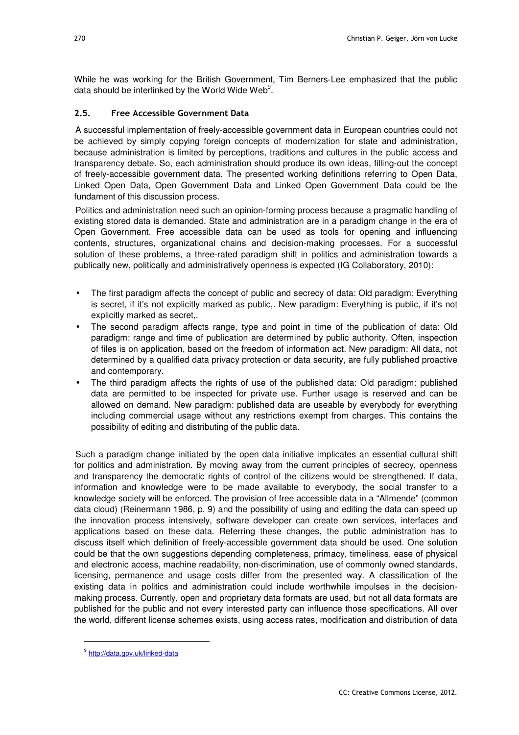While he was working for the British Government, Tim Berners-Lee emphasized that the public data should be interlinked by the World Wide Web[9].

### 2.5. Free Accessible Government Data

A successful implementation of freely-accessible government data in European countries could not be achieved by simply copying foreign concepts of modernization for state and administration, because administration is limited by perceptions, traditions and cultures in the public access and transparency debate. So, each administration should produce its own ideas, filling-out the concept of freely-accessible government data. The presented working definitions referring to Open Data, Linked Open Data, Open Government Data and Linked Open Government Data could be the fundament of this discussion process.

Politics and administration need such an opinion-forming process because a pragmatic handling of existing stored data is demanded. State and administration are in a paradigm change in the era of Open Government. Free accessible data can be used as tools for opening and influencing contents, structures, organizational chains and decision-making processes. For a successful solution of these problems, a three-rated paradigm shift in politics and administration towards a publically new, politically and administratively openness is expected (IG Collaboratory, 2010):

- The first paradigm affects the concept of public and secrecy of data: Old paradigm: Everything is secret, if it's not explicitly marked as public,. New paradigm: Everything is public, if it's not explicitly marked as secret,.
- The second paradigm affects range, type and point in time of the publication of data: Old paradigm: range and time of publication are determined by public authority. Often, inspection of files is on application, based on the freedom of information act. New paradigm: All data, not determined by a qualified data privacy protection or data security, are fully published proactive and contemporary.
- The third paradigm affects the rights of use of the published data: Old paradigm: published data are permitted to be inspected for private use. Further usage is reserved and can be allowed on demand. New paradigm: published data are useable by everybody for everything including commercial usage without any restrictions exempt from charges. This contains the possibility of editing and distributing of the public data.

Such a paradigm change initiated by the open data initiative implicates an essential cultural shift for politics and administration. By moving away from the current principles of secrecy, openness and transparency the democratic rights of control of the citizens would be strengthened. If data, information and knowledge were to be made available to everybody, the social transfer to a knowledge society will be enforced. The provision of free accessible data in a "Allmende" (common data cloud) (Reinermann 1986, p. 9) and the possibility of using and editing the data can speed up the innovation process intensively, software developer can create own services, interfaces and applications based on these data. Referring these changes, the public administration has to discuss itself which definition of freely-accessible government data should be used. One solution could be that the own suggestions depending completeness, primacy, timeliness, ease of physical and electronic access, machine readability, non-discrimination, use of commonly owned standards, licensing, permanence and usage costs differ from the presented way. A classification of the existing data in politics and administration could include worthwhile impulses in the decision-making process. Currently, open and proprietary data formats are used, but not all data formats are published for the public and not every interested party can influence those specifications. All over the world, different license schemes exists, using access rates, modification and distribution of data

[9] http://data.gov.uk/linked-data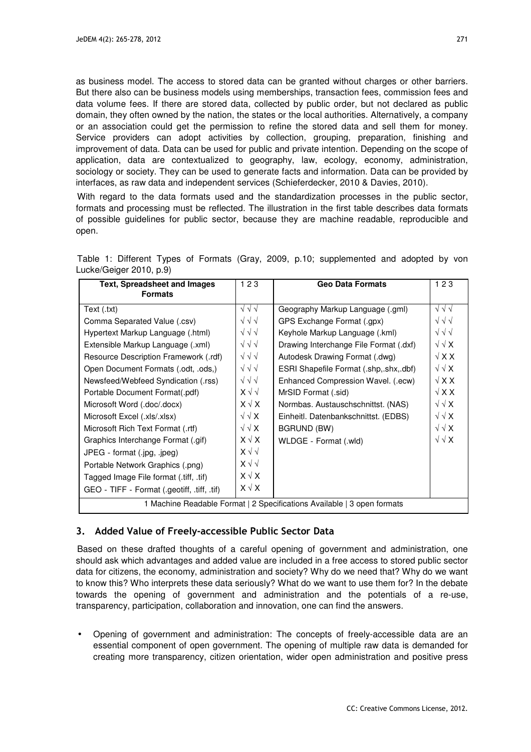as business model. The access to stored data can be granted without charges or other barriers. But there also can be business models using memberships, transaction fees, commission fees and data volume fees. If there are stored data, collected by public order, but not declared as public domain, they often owned by the nation, the states or the local authorities. Alternatively, a company or an association could get the permission to refine the stored data and sell them for money. Service providers can adopt activities by collection, grouping, preparation, finishing and improvement of data. Data can be used for public and private intention. Depending on the scope of application, data are contextualized to geography, law, ecology, economy, administration, sociology or society. They can be used to generate facts and information. Data can be provided by interfaces, as raw data and independent services (Schieferdecker, 2010 & Davies, 2010).

With regard to the data formats used and the standardization processes in the public sector, formats and processing must be reflected. The illustration in the first table describes data formats of possible guidelines for public sector, because they are machine readable, reproducible and open.

Table 1: Different Types of Formats (Gray, 2009, p.10; supplemented and adopted by von Lucke/Geiger 2010, p.9)

| Text, Spreadsheet and Images Formats | 1 2 3 | Geo Data Formats | 1 2 3 |
|---|---|---|---|
| Text (.txt) | √ √ √ | Geography Markup Language (.gml) | √ √ √ |
| Comma Separated Value (.csv) | √ √ √ | GPS Exchange Format (.gpx) | √ √ √ |
| Hypertext Markup Language (.html) | √ √ √ | Keyhole Markup Language (.kml) | √ √ √ |
| Extensible Markup Language (.xml) | √ √ √ | Drawing Interchange File Format (.dxf) | √ √ X |
| Resource Description Framework (.rdf) | √ √ √ | Autodesk Drawing Format (.dwg) | √ X X |
| Open Document Formats (.odt, .ods,) | √ √ √ | ESRI Shapefile Format (.shp,.shx,.dbf) | √ √ X |
| Newsfeed/Webfeed Syndication (.rss) | √ √ √ | Enhanced Compression Wavel. (.ecw) | √ X X |
| Portable Document Format(.pdf) | X √ √ | MrSID Format (.sid) | √ X X |
| Microsoft Word (.doc/.docx) | X √ X | Normbas. Austauschschnittst. (NAS) | √ √ X |
| Microsoft Excel (.xls/.xlsx) | √ √ X | Einheitl. Datenbankschnittst. (EDBS) | √ √ X |
| Microsoft Rich Text Format (.rtf) | √ √ X | BGRUND (BW) | √ √ X |
| Graphics Interchange Format (.gif) | X √ X | WLDGE - Format (.wld) | √ √ X |
| JPEG - format (.jpg, .jpeg) | X √ √ | | |
| Portable Network Graphics (.png) | X √ √ | | |
| Tagged Image File format (.tiff, .tif) | X √ X | | |
| GEO - TIFF - Format (.geotiff, .tiff, .tif) | X √ X | | |
| 1 Machine Readable Format \| 2 Specifications Available \| 3 open formats | | | |

## 3. Added Value of Freely-accessible Public Sector Data

Based on these drafted thoughts of a careful opening of government and administration, one should ask which advantages and added value are included in a free access to stored public sector data for citizens, the economy, administration and society? Why do we need that? Why do we want to know this? Who interprets these data seriously? What do we want to use them for? In the debate towards the opening of government and administration and the potentials of a re-use, transparency, participation, collaboration and innovation, one can find the answers.

- Opening of government and administration: The concepts of freely-accessible data are an essential component of open government. The opening of multiple raw data is demanded for creating more transparency, citizen orientation, wider open administration and positive press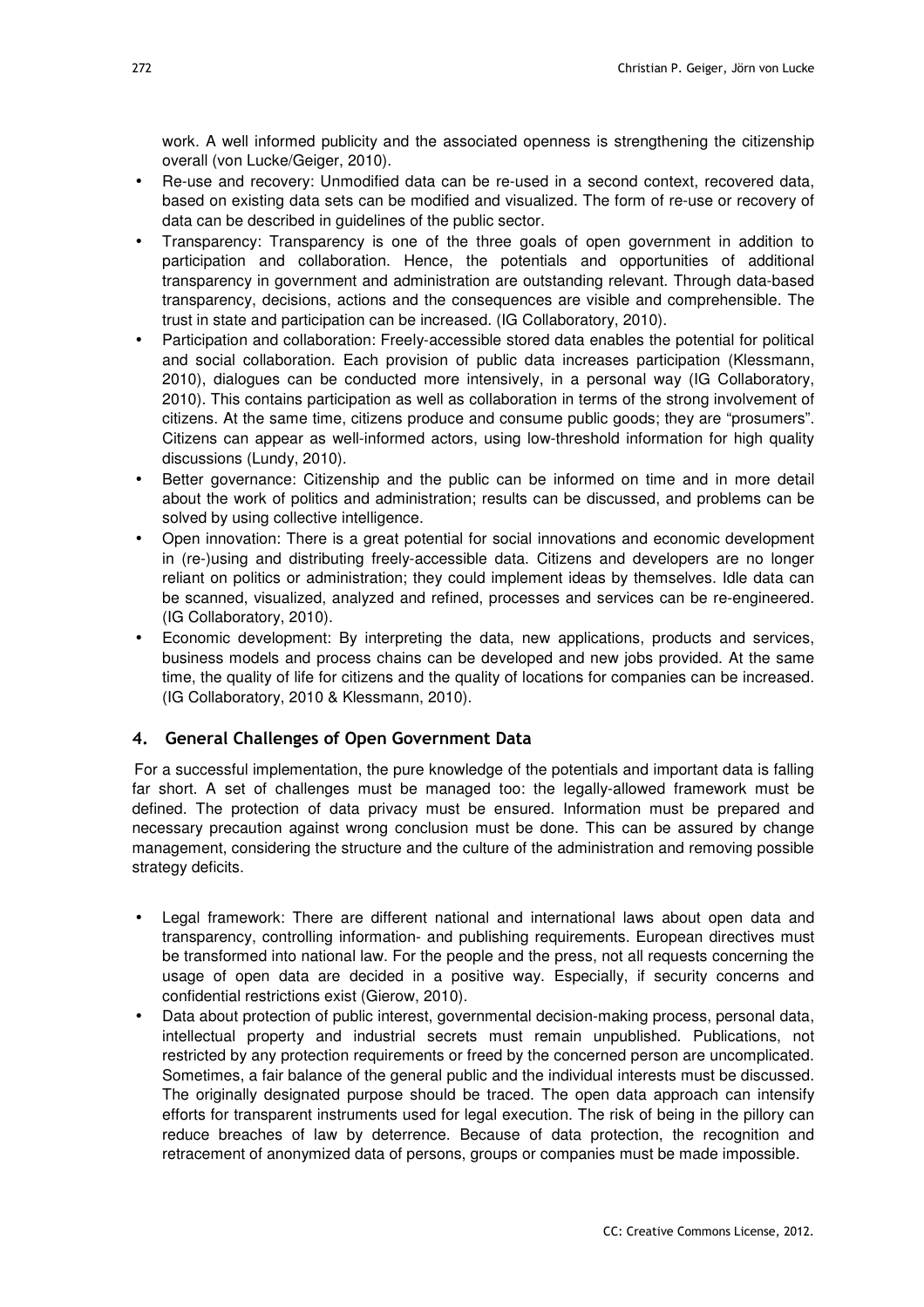work. A well informed publicity and the associated openness is strengthening the citizenship overall (von Lucke/Geiger, 2010).

- Re-use and recovery: Unmodified data can be re-used in a second context, recovered data, based on existing data sets can be modified and visualized. The form of re-use or recovery of data can be described in guidelines of the public sector.
- Transparency: Transparency is one of the three goals of open government in addition to participation and collaboration. Hence, the potentials and opportunities of additional transparency in government and administration are outstanding relevant. Through data-based transparency, decisions, actions and the consequences are visible and comprehensible. The trust in state and participation can be increased. (IG Collaboratory, 2010).
- Participation and collaboration: Freely-accessible stored data enables the potential for political and social collaboration. Each provision of public data increases participation (Klessmann, 2010), dialogues can be conducted more intensively, in a personal way (IG Collaboratory, 2010). This contains participation as well as collaboration in terms of the strong involvement of citizens. At the same time, citizens produce and consume public goods; they are "prosumers". Citizens can appear as well-informed actors, using low-threshold information for high quality discussions (Lundy, 2010).
- Better governance: Citizenship and the public can be informed on time and in more detail about the work of politics and administration; results can be discussed, and problems can be solved by using collective intelligence.
- Open innovation: There is a great potential for social innovations and economic development in (re-)using and distributing freely-accessible data. Citizens and developers are no longer reliant on politics or administration; they could implement ideas by themselves. Idle data can be scanned, visualized, analyzed and refined, processes and services can be re-engineered. (IG Collaboratory, 2010).
- Economic development: By interpreting the data, new applications, products and services, business models and process chains can be developed and new jobs provided. At the same time, the quality of life for citizens and the quality of locations for companies can be increased. (IG Collaboratory, 2010 & Klessmann, 2010).

## 4. General Challenges of Open Government Data

For a successful implementation, the pure knowledge of the potentials and important data is falling far short. A set of challenges must be managed too: the legally-allowed framework must be defined. The protection of data privacy must be ensured. Information must be prepared and necessary precaution against wrong conclusion must be done. This can be assured by change management, considering the structure and the culture of the administration and removing possible strategy deficits.

- Legal framework: There are different national and international laws about open data and transparency, controlling information- and publishing requirements. European directives must be transformed into national law. For the people and the press, not all requests concerning the usage of open data are decided in a positive way. Especially, if security concerns and confidential restrictions exist (Gierow, 2010).
- Data about protection of public interest, governmental decision-making process, personal data, intellectual property and industrial secrets must remain unpublished. Publications, not restricted by any protection requirements or freed by the concerned person are uncomplicated. Sometimes, a fair balance of the general public and the individual interests must be discussed. The originally designated purpose should be traced. The open data approach can intensify efforts for transparent instruments used for legal execution. The risk of being in the pillory can reduce breaches of law by deterrence. Because of data protection, the recognition and retracement of anonymized data of persons, groups or companies must be made impossible.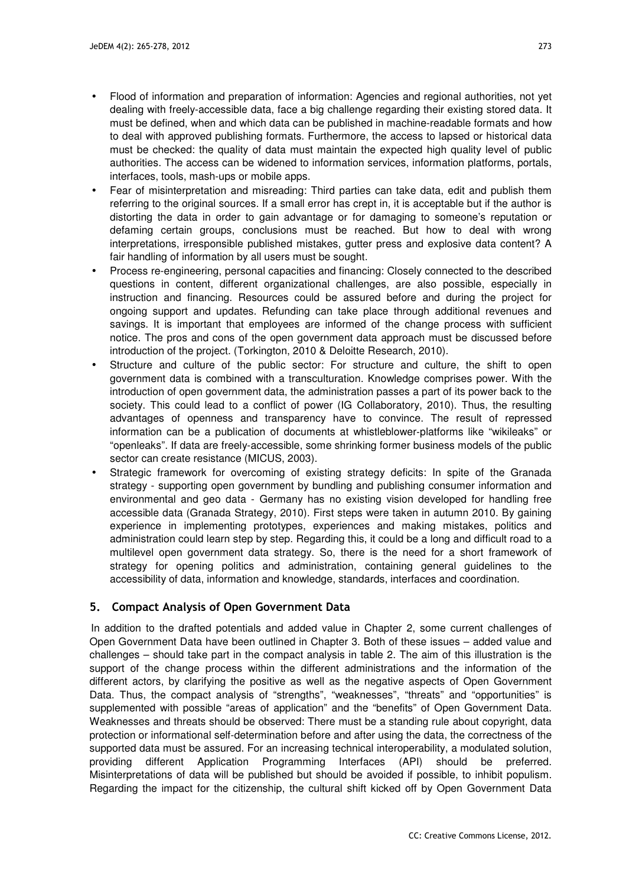- Flood of information and preparation of information: Agencies and regional authorities, not yet dealing with freely-accessible data, face a big challenge regarding their existing stored data. It must be defined, when and which data can be published in machine-readable formats and how to deal with approved publishing formats. Furthermore, the access to lapsed or historical data must be checked: the quality of data must maintain the expected high quality level of public authorities. The access can be widened to information services, information platforms, portals, interfaces, tools, mash-ups or mobile apps.
- Fear of misinterpretation and misreading: Third parties can take data, edit and publish them referring to the original sources. If a small error has crept in, it is acceptable but if the author is distorting the data in order to gain advantage or for damaging to someone's reputation or defaming certain groups, conclusions must be reached. But how to deal with wrong interpretations, irresponsible published mistakes, gutter press and explosive data content? A fair handling of information by all users must be sought.
- Process re-engineering, personal capacities and financing: Closely connected to the described questions in content, different organizational challenges, are also possible, especially in instruction and financing. Resources could be assured before and during the project for ongoing support and updates. Refunding can take place through additional revenues and savings. It is important that employees are informed of the change process with sufficient notice. The pros and cons of the open government data approach must be discussed before introduction of the project. (Torkington, 2010 & Deloitte Research, 2010).
- Structure and culture of the public sector: For structure and culture, the shift to open government data is combined with a transculturation. Knowledge comprises power. With the introduction of open government data, the administration passes a part of its power back to the society. This could lead to a conflict of power (IG Collaboratory, 2010). Thus, the resulting advantages of openness and transparency have to convince. The result of repressed information can be a publication of documents at whistleblower-platforms like "wikileaks" or "openleaks". If data are freely-accessible, some shrinking former business models of the public sector can create resistance (MICUS, 2003).
- Strategic framework for overcoming of existing strategy deficits: In spite of the Granada strategy - supporting open government by bundling and publishing consumer information and environmental and geo data - Germany has no existing vision developed for handling free accessible data (Granada Strategy, 2010). First steps were taken in autumn 2010. By gaining experience in implementing prototypes, experiences and making mistakes, politics and administration could learn step by step. Regarding this, it could be a long and difficult road to a multilevel open government data strategy. So, there is the need for a short framework of strategy for opening politics and administration, containing general guidelines to the accessibility of data, information and knowledge, standards, interfaces and coordination.

## 5. Compact Analysis of Open Government Data

In addition to the drafted potentials and added value in Chapter 2, some current challenges of Open Government Data have been outlined in Chapter 3. Both of these issues – added value and challenges – should take part in the compact analysis in table 2. The aim of this illustration is the support of the change process within the different administrations and the information of the different actors, by clarifying the positive as well as the negative aspects of Open Government Data. Thus, the compact analysis of "strengths", "weaknesses", "threats" and "opportunities" is supplemented with possible "areas of application" and the "benefits" of Open Government Data. Weaknesses and threats should be observed: There must be a standing rule about copyright, data protection or informational self-determination before and after using the data, the correctness of the supported data must be assured. For an increasing technical interoperability, a modulated solution, providing different Application Programming Interfaces (API) should be preferred. Misinterpretations of data will be published but should be avoided if possible, to inhibit populism. Regarding the impact for the citizenship, the cultural shift kicked off by Open Government Data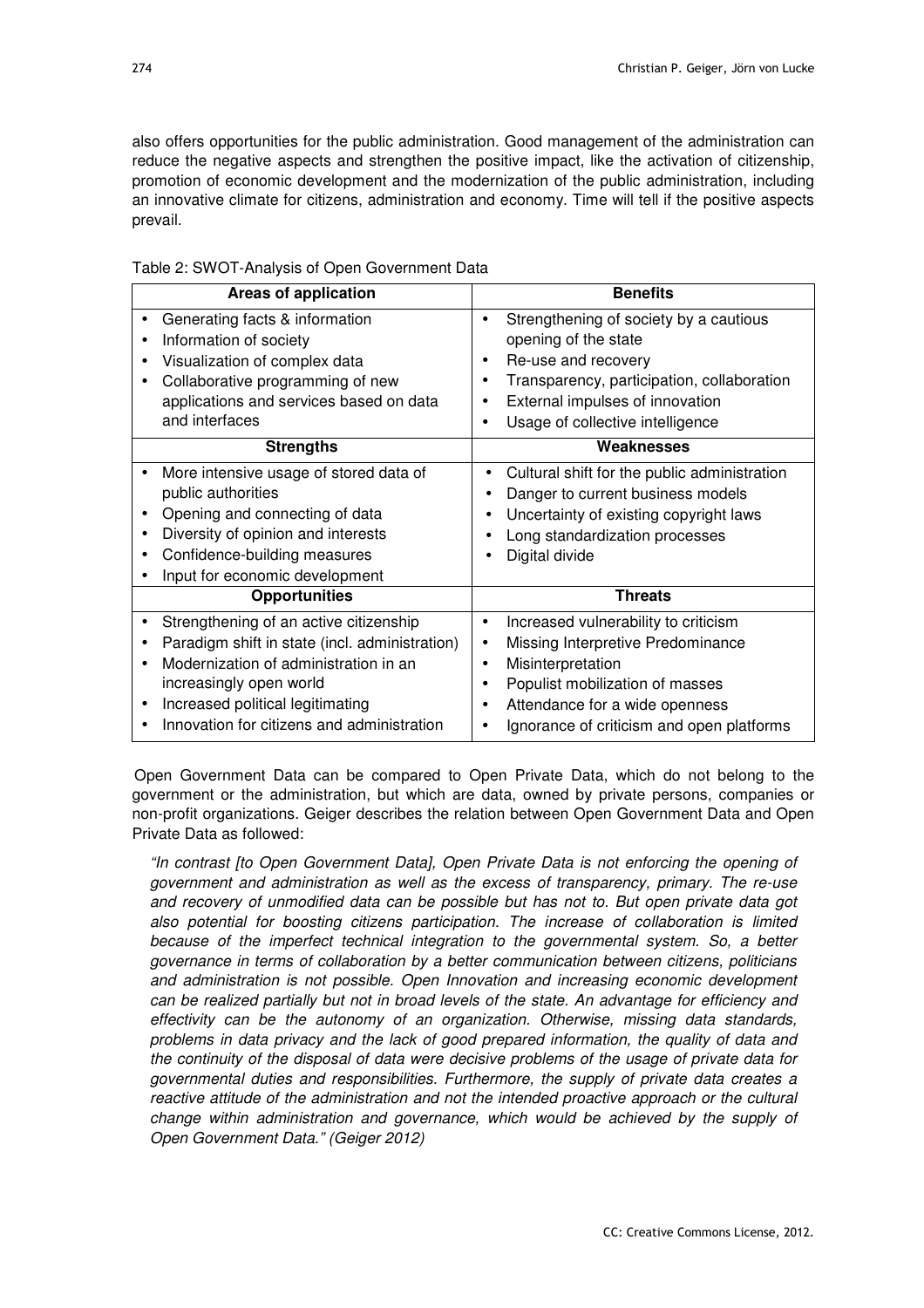also offers opportunities for the public administration. Good management of the administration can reduce the negative aspects and strengthen the positive impact, like the activation of citizenship, promotion of economic development and the modernization of the public administration, including an innovative climate for citizens, administration and economy. Time will tell if the positive aspects prevail.

Table 2: SWOT-Analysis of Open Government Data

| **Areas of application** | **Benefits** |
|---|---|
| • Generating facts & information<br>• Information of society<br>• Visualization of complex data<br>• Collaborative programming of new applications and services based on data and interfaces | • Strengthening of society by a cautious opening of the state<br>• Re-use and recovery<br>• Transparency, participation, collaboration<br>• External impulses of innovation<br>• Usage of collective intelligence |
| **Strengths** | **Weaknesses** |
| • More intensive usage of stored data of public authorities<br>• Opening and connecting of data<br>• Diversity of opinion and interests<br>• Confidence-building measures<br>• Input for economic development | • Cultural shift for the public administration<br>• Danger to current business models<br>• Uncertainty of existing copyright laws<br>• Long standardization processes<br>• Digital divide |
| **Opportunities** | **Threats** |
| • Strengthening of an active citizenship<br>• Paradigm shift in state (incl. administration)<br>• Modernization of administration in an increasingly open world<br>• Increased political legitimating<br>• Innovation for citizens and administration | • Increased vulnerability to criticism<br>• Missing Interpretive Predominance<br>• Misinterpretation<br>• Populist mobilization of masses<br>• Attendance for a wide openness<br>• Ignorance of criticism and open platforms |

Open Government Data can be compared to Open Private Data, which do not belong to the government or the administration, but which are data, owned by private persons, companies or non-profit organizations. Geiger describes the relation between Open Government Data and Open Private Data as followed:

> *"In contrast [to Open Government Data], Open Private Data is not enforcing the opening of government and administration as well as the excess of transparency, primary. The re-use and recovery of unmodified data can be possible but has not to. But open private data got also potential for boosting citizens participation. The increase of collaboration is limited because of the imperfect technical integration to the governmental system. So, a better governance in terms of collaboration by a better communication between citizens, politicians and administration is not possible. Open Innovation and increasing economic development can be realized partially but not in broad levels of the state. An advantage for efficiency and effectivity can be the autonomy of an organization. Otherwise, missing data standards, problems in data privacy and the lack of good prepared information, the quality of data and the continuity of the disposal of data were decisive problems of the usage of private data for governmental duties and responsibilities. Furthermore, the supply of private data creates a reactive attitude of the administration and not the intended proactive approach or the cultural change within administration and governance, which would be achieved by the supply of Open Government Data." (Geiger 2012)*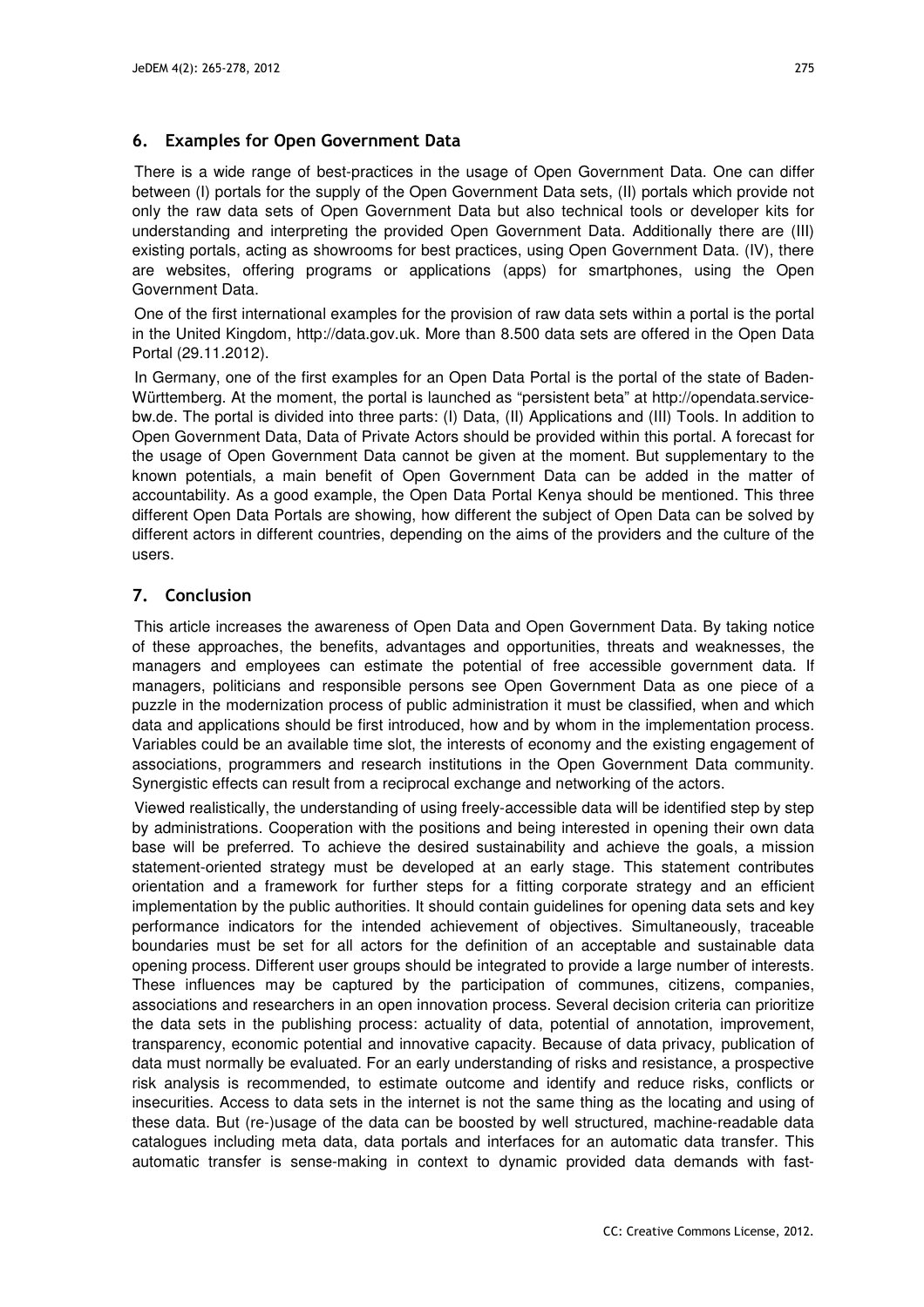## 6. Examples for Open Government Data

There is a wide range of best-practices in the usage of Open Government Data. One can differ between (I) portals for the supply of the Open Government Data sets, (II) portals which provide not only the raw data sets of Open Government Data but also technical tools or developer kits for understanding and interpreting the provided Open Government Data. Additionally there are (III) existing portals, acting as showrooms for best practices, using Open Government Data. (IV), there are websites, offering programs or applications (apps) for smartphones, using the Open Government Data.

One of the first international examples for the provision of raw data sets within a portal is the portal in the United Kingdom, http://data.gov.uk. More than 8.500 data sets are offered in the Open Data Portal (29.11.2012).

In Germany, one of the first examples for an Open Data Portal is the portal of the state of Baden-Württemberg. At the moment, the portal is launched as "persistent beta" at http://opendata.service-bw.de. The portal is divided into three parts: (I) Data, (II) Applications and (III) Tools. In addition to Open Government Data, Data of Private Actors should be provided within this portal. A forecast for the usage of Open Government Data cannot be given at the moment. But supplementary to the known potentials, a main benefit of Open Government Data can be added in the matter of accountability. As a good example, the Open Data Portal Kenya should be mentioned. This three different Open Data Portals are showing, how different the subject of Open Data can be solved by different actors in different countries, depending on the aims of the providers and the culture of the users.

## 7. Conclusion

This article increases the awareness of Open Data and Open Government Data. By taking notice of these approaches, the benefits, advantages and opportunities, threats and weaknesses, the managers and employees can estimate the potential of free accessible government data. If managers, politicians and responsible persons see Open Government Data as one piece of a puzzle in the modernization process of public administration it must be classified, when and which data and applications should be first introduced, how and by whom in the implementation process. Variables could be an available time slot, the interests of economy and the existing engagement of associations, programmers and research institutions in the Open Government Data community. Synergistic effects can result from a reciprocal exchange and networking of the actors.

Viewed realistically, the understanding of using freely-accessible data will be identified step by step by administrations. Cooperation with the positions and being interested in opening their own data base will be preferred. To achieve the desired sustainability and achieve the goals, a mission statement-oriented strategy must be developed at an early stage. This statement contributes orientation and a framework for further steps for a fitting corporate strategy and an efficient implementation by the public authorities. It should contain guidelines for opening data sets and key performance indicators for the intended achievement of objectives. Simultaneously, traceable boundaries must be set for all actors for the definition of an acceptable and sustainable data opening process. Different user groups should be integrated to provide a large number of interests. These influences may be captured by the participation of communes, citizens, companies, associations and researchers in an open innovation process. Several decision criteria can prioritize the data sets in the publishing process: actuality of data, potential of annotation, improvement, transparency, economic potential and innovative capacity. Because of data privacy, publication of data must normally be evaluated. For an early understanding of risks and resistance, a prospective risk analysis is recommended, to estimate outcome and identify and reduce risks, conflicts or insecurities. Access to data sets in the internet is not the same thing as the locating and using of these data. But (re-)usage of the data can be boosted by well structured, machine-readable data catalogues including meta data, data portals and interfaces for an automatic data transfer. This automatic transfer is sense-making in context to dynamic provided data demands with fast-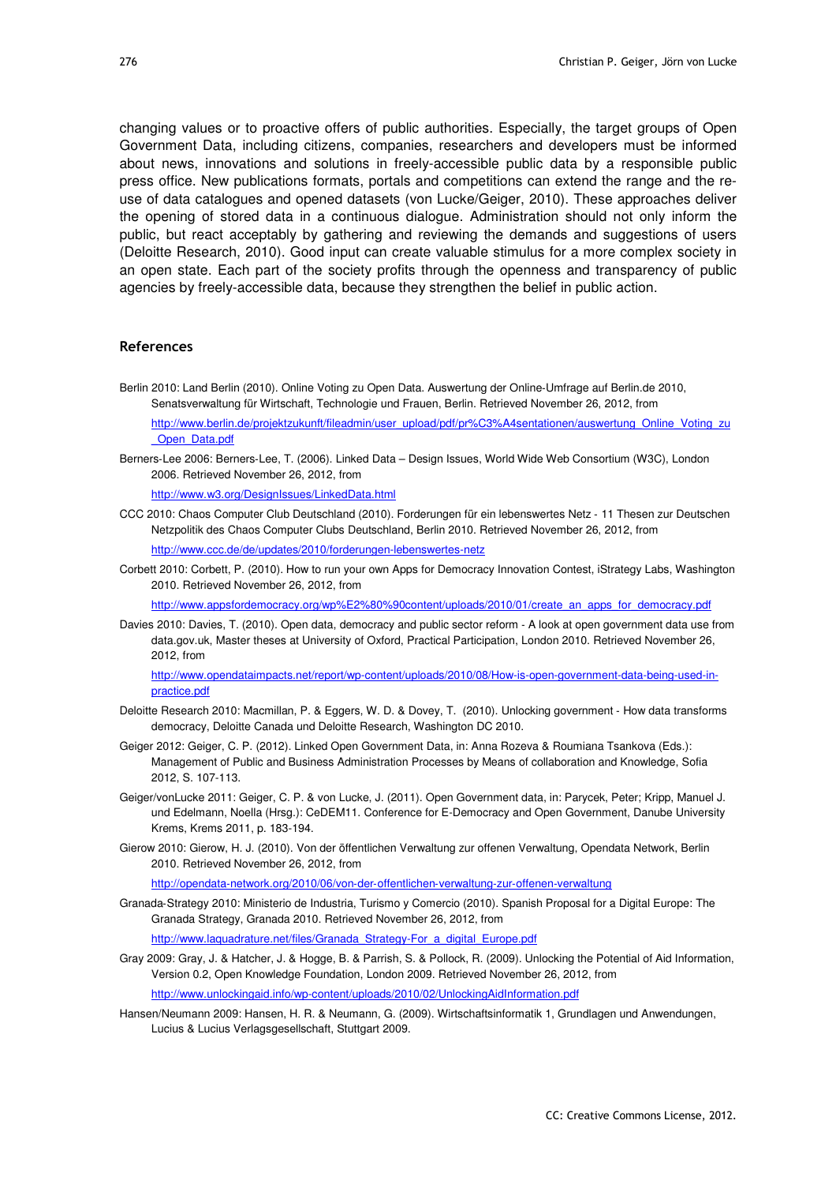changing values or to proactive offers of public authorities. Especially, the target groups of Open Government Data, including citizens, companies, researchers and developers must be informed about news, innovations and solutions in freely-accessible public data by a responsible public press office. New publications formats, portals and competitions can extend the range and the re-use of data catalogues and opened datasets (von Lucke/Geiger, 2010). These approaches deliver the opening of stored data in a continuous dialogue. Administration should not only inform the public, but react acceptably by gathering and reviewing the demands and suggestions of users (Deloitte Research, 2010). Good input can create valuable stimulus for a more complex society in an open state. Each part of the society profits through the openness and transparency of public agencies by freely-accessible data, because they strengthen the belief in public action.

## References

Berlin 2010: Land Berlin (2010). Online Voting zu Open Data. Auswertung der Online-Umfrage auf Berlin.de 2010, Senatsverwaltung für Wirtschaft, Technologie und Frauen, Berlin. Retrieved November 26, 2012, from http://www.berlin.de/projektzukunft/fileadmin/user_upload/pdf/pr%C3%A4sentationen/auswertung_Online_Voting_zu_Open_Data.pdf

Berners-Lee 2006: Berners-Lee, T. (2006). Linked Data – Design Issues, World Wide Web Consortium (W3C), London 2006. Retrieved November 26, 2012, from http://www.w3.org/DesignIssues/LinkedData.html

CCC 2010: Chaos Computer Club Deutschland (2010). Forderungen für ein lebenswertes Netz - 11 Thesen zur Deutschen Netzpolitik des Chaos Computer Clubs Deutschland, Berlin 2010. Retrieved November 26, 2012, from http://www.ccc.de/de/updates/2010/forderungen-lebenswertes-netz

Corbett 2010: Corbett, P. (2010). How to run your own Apps for Democracy Innovation Contest, iStrategy Labs, Washington 2010. Retrieved November 26, 2012, from http://www.appsfordemocracy.org/wp%E2%80%90content/uploads/2010/01/create_an_apps_for_democracy.pdf

Davies 2010: Davies, T. (2010). Open data, democracy and public sector reform - A look at open government data use from data.gov.uk, Master theses at University of Oxford, Practical Participation, London 2010. Retrieved November 26, 2012, from http://www.opendataimpacts.net/report/wp-content/uploads/2010/08/How-is-open-government-data-being-used-in-practice.pdf

Deloitte Research 2010: Macmillan, P. & Eggers, W. D. & Dovey, T. (2010). Unlocking government - How data transforms democracy, Deloitte Canada und Deloitte Research, Washington DC 2010.

Geiger 2012: Geiger, C. P. (2012). Linked Open Government Data, in: Anna Rozeva & Roumiana Tsankova (Eds.): Management of Public and Business Administration Processes by Means of collaboration and Knowledge, Sofia 2012, S. 107-113.

Geiger/vonLucke 2011: Geiger, C. P. & von Lucke, J. (2011). Open Government data, in: Parycek, Peter; Kripp, Manuel J. und Edelmann, Noella (Hrsg.): CeDEM11. Conference for E-Democracy and Open Government, Danube University Krems, Krems 2011, p. 183-194.

Gierow 2010: Gierow, H. J. (2010). Von der öffentlichen Verwaltung zur offenen Verwaltung, Opendata Network, Berlin 2010. Retrieved November 26, 2012, from http://opendata-network.org/2010/06/von-der-offentlichen-verwaltung-zur-offenen-verwaltung

Granada-Strategy 2010: Ministerio de Industria, Turismo y Comercio (2010). Spanish Proposal for a Digital Europe: The Granada Strategy, Granada 2010. Retrieved November 26, 2012, from http://www.laquadrature.net/files/Granada_Strategy-For_a_digital_Europe.pdf

Gray 2009: Gray, J. & Hatcher, J. & Hogge, B. & Parrish, S. & Pollock, R. (2009). Unlocking the Potential of Aid Information, Version 0.2, Open Knowledge Foundation, London 2009. Retrieved November 26, 2012, from http://www.unlockingaid.info/wp-content/uploads/2010/02/UnlockingAidInformation.pdf

Hansen/Neumann 2009: Hansen, H. R. & Neumann, G. (2009). Wirtschaftsinformatik 1, Grundlagen und Anwendungen, Lucius & Lucius Verlagsgesellschaft, Stuttgart 2009.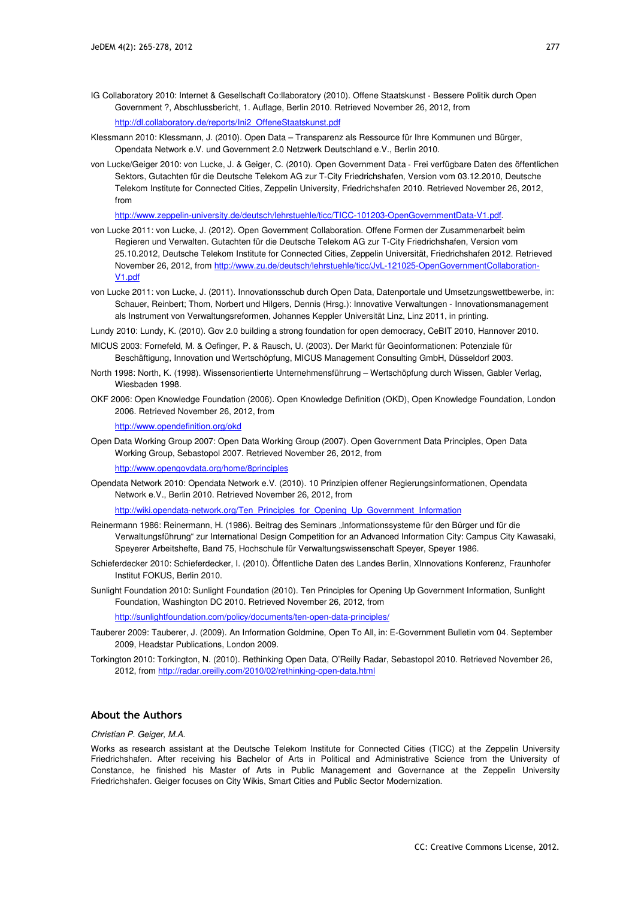IG Collaboratory 2010: Internet & Gesellschaft Co:llaboratory (2010). Offene Staatskunst - Bessere Politik durch Open Government ?, Abschlussbericht, 1. Auflage, Berlin 2010. Retrieved November 26, 2012, from http://dl.collaboratory.de/reports/Ini2_OffeneStaatskunst.pdf

Klessmann 2010: Klessmann, J. (2010). Open Data – Transparenz als Ressource für Ihre Kommunen und Bürger, Opendata Network e.V. und Government 2.0 Netzwerk Deutschland e.V., Berlin 2010.

von Lucke/Geiger 2010: von Lucke, J. & Geiger, C. (2010). Open Government Data - Frei verfügbare Daten des öffentlichen Sektors, Gutachten für die Deutsche Telekom AG zur T-City Friedrichshafen, Version vom 03.12.2010, Deutsche Telekom Institute for Connected Cities, Zeppelin University, Friedrichshafen 2010. Retrieved November 26, 2012, from http://www.zeppelin-university.de/deutsch/lehrstuehle/ticc/TICC-101203-OpenGovernmentData-V1.pdf.

von Lucke 2011: von Lucke, J. (2012). Open Government Collaboration. Offene Formen der Zusammenarbeit beim Regieren und Verwalten. Gutachten für die Deutsche Telekom AG zur T-City Friedrichshafen, Version vom 25.10.2012, Deutsche Telekom Institute for Connected Cities, Zeppelin Universität, Friedrichshafen 2012. Retrieved November 26, 2012, from http://www.zu.de/deutsch/lehrstuehle/ticc/JvL-121025-OpenGovernmentCollaboration-V1.pdf

von Lucke 2011: von Lucke, J. (2011). Innovationsschub durch Open Data, Datenportale und Umsetzungswettbewerbe, in: Schauer, Reinbert; Thom, Norbert und Hilgers, Dennis (Hrsg.): Innovative Verwaltungen - Innovationsmanagement als Instrument von Verwaltungsreformen, Johannes Keppler Universität Linz, Linz 2011, in printing.

Lundy 2010: Lundy, K. (2010). Gov 2.0 building a strong foundation for open democracy, CeBIT 2010, Hannover 2010.

MICUS 2003: Fornefeld, M. & Oefinger, P. & Rausch, U. (2003). Der Markt für Geoinformationen: Potenziale für Beschäftigung, Innovation und Wertschöpfung, MICUS Management Consulting GmbH, Düsseldorf 2003.

North 1998: North, K. (1998). Wissensorientierte Unternehmensführung – Wertschöpfung durch Wissen, Gabler Verlag, Wiesbaden 1998.

OKF 2006: Open Knowledge Foundation (2006). Open Knowledge Definition (OKD), Open Knowledge Foundation, London 2006. Retrieved November 26, 2012, from http://www.opendefinition.org/okd

Open Data Working Group 2007: Open Data Working Group (2007). Open Government Data Principles, Open Data Working Group, Sebastopol 2007. Retrieved November 26, 2012, from http://www.opengovdata.org/home/8principles

Opendata Network 2010: Opendata Network e.V. (2010). 10 Prinzipien offener Regierungsinformationen, Opendata Network e.V., Berlin 2010. Retrieved November 26, 2012, from http://wiki.opendata-network.org/Ten_Principles_for_Opening_Up_Government_Information

Reinermann 1986: Reinermann, H. (1986). Beitrag des Seminars „Informationssysteme für den Bürger und für die Verwaltungsführung" zur International Design Competition for an Advanced Information City: Campus City Kawasaki, Speyerer Arbeitshefte, Band 75, Hochschule für Verwaltungswissenschaft Speyer, Speyer 1986.

Schieferdecker 2010: Schieferdecker, I. (2010). Öffentliche Daten des Landes Berlin, XInnovations Konferenz, Fraunhofer Institut FOKUS, Berlin 2010.

Sunlight Foundation 2010: Sunlight Foundation (2010). Ten Principles for Opening Up Government Information, Sunlight Foundation, Washington DC 2010. Retrieved November 26, 2012, from http://sunlightfoundation.com/policy/documents/ten-open-data-principles/

Tauberer 2009: Tauberer, J. (2009). An Information Goldmine, Open To All, in: E-Government Bulletin vom 04. September 2009, Headstar Publications, London 2009.

Torkington 2010: Torkington, N. (2010). Rethinking Open Data, O'Reilly Radar, Sebastopol 2010. Retrieved November 26, 2012, from http://radar.oreilly.com/2010/02/rethinking-open-data.html

## About the Authors

*Christian P. Geiger, M.A.*

Works as research assistant at the Deutsche Telekom Institute for Connected Cities (TICC) at the Zeppelin University Friedrichshafen. After receiving his Bachelor of Arts in Political and Administrative Science from the University of Constance, he finished his Master of Arts in Public Management and Governance at the Zeppelin University Friedrichshafen. Geiger focuses on City Wikis, Smart Cities and Public Sector Modernization.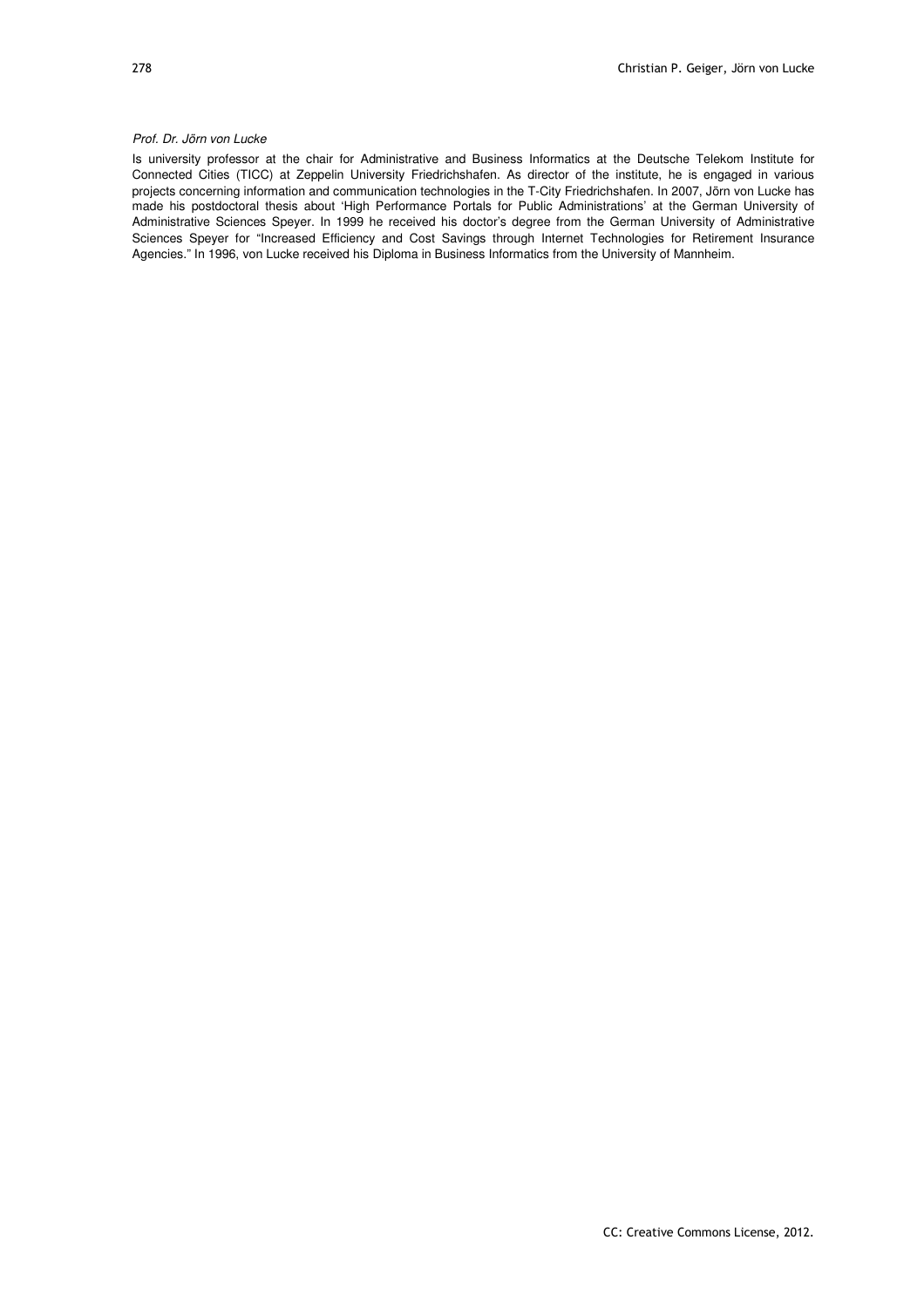*Prof. Dr. Jörn von Lucke*

Is university professor at the chair for Administrative and Business Informatics at the Deutsche Telekom Institute for Connected Cities (TICC) at Zeppelin University Friedrichshafen. As director of the institute, he is engaged in various projects concerning information and communication technologies in the T-City Friedrichshafen. In 2007, Jörn von Lucke has made his postdoctoral thesis about 'High Performance Portals for Public Administrations' at the German University of Administrative Sciences Speyer. In 1999 he received his doctor's degree from the German University of Administrative Sciences Speyer for "Increased Efficiency and Cost Savings through Internet Technologies for Retirement Insurance Agencies." In 1996, von Lucke received his Diploma in Business Informatics from the University of Mannheim.